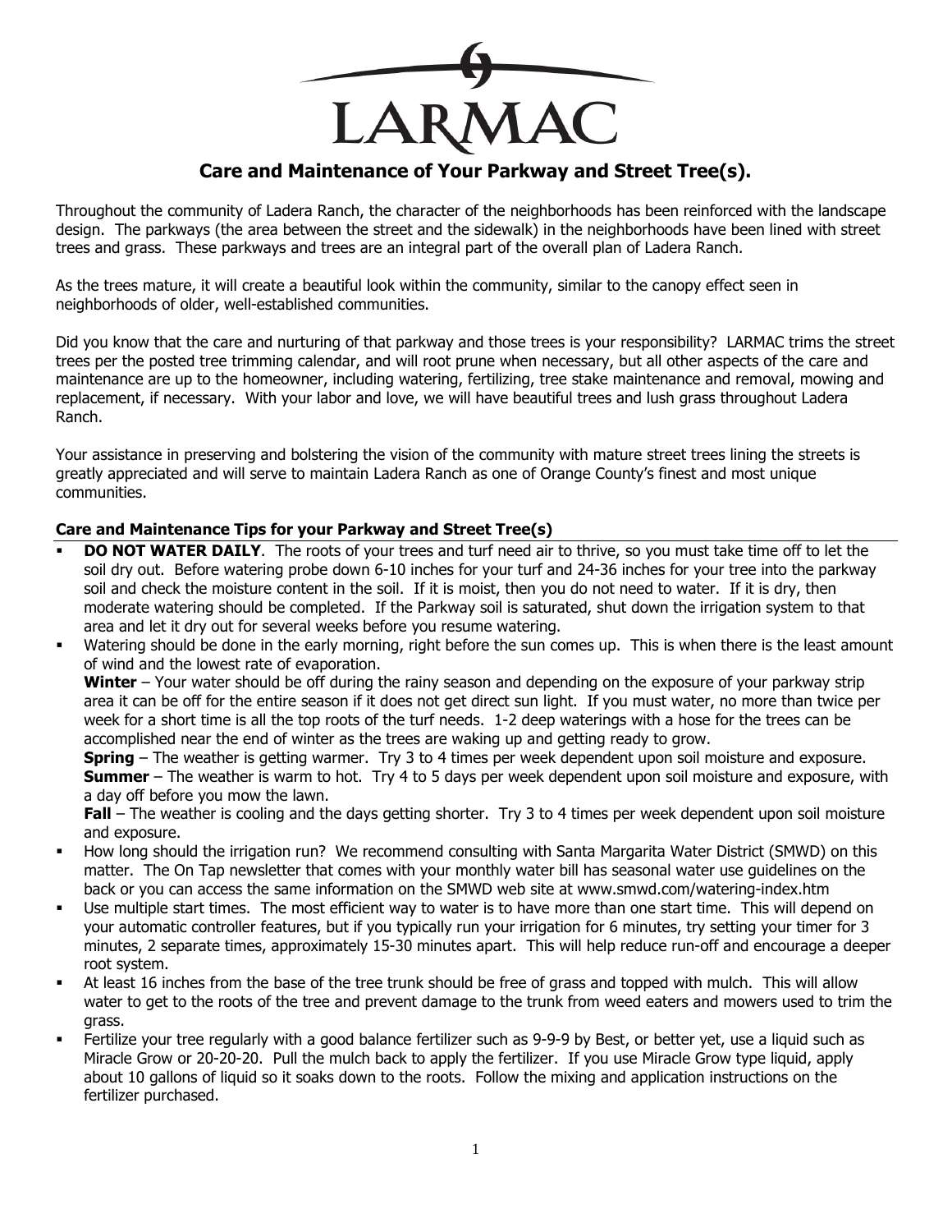# LARMAC

## Care and Maintenance of Your Parkway and Street Tree(s).

Throughout the community of Ladera Ranch, the character of the neighborhoods has been reinforced with the landscape design. The parkways (the area between the street and the sidewalk) in the neighborhoods have been lined with street trees and grass. These parkways and trees are an integral part of the overall plan of Ladera Ranch.

As the trees mature, it will create a beautiful look within the community, similar to the canopy effect seen in neighborhoods of older, well-established communities.

Did you know that the care and nurturing of that parkway and those trees is your responsibility? LARMAC trims the street trees per the posted tree trimming calendar, and will root prune when necessary, but all other aspects of the care and maintenance are up to the homeowner, including watering, fertilizing, tree stake maintenance and removal, mowing and replacement, if necessary. With your labor and love, we will have beautiful trees and lush grass throughout Ladera Ranch.

Your assistance in preserving and bolstering the vision of the community with mature street trees lining the streets is greatly appreciated and will serve to maintain Ladera Ranch as one of Orange County's finest and most unique communities.

### Care and Maintenance Tips for your Parkway and Street Tree(s)

- **DO NOT WATER DAILY**. The roots of your trees and turf need air to thrive, so you must take time off to let the soil dry out. Before watering probe down 6-10 inches for your turf and 24-36 inches for your tree into the parkway soil and check the moisture content in the soil. If it is moist, then you do not need to water. If it is dry, then moderate watering should be completed. If the Parkway soil is saturated, shut down the irrigation system to that area and let it dry out for several weeks before you resume watering.
- Watering should be done in the early morning, right before the sun comes up. This is when there is the least amount of wind and the lowest rate of evaporation.

  **Winter** – Your water should be off during the rainy season and depending on the exposure of your parkway strip area it can be off for the entire season if it does not get direct sun light. If you must water, no more than twice per week for a short time is all the top roots of the turf needs. 1-2 deep waterings with a hose for the trees can be accomplished near the end of winter as the trees are waking up and getting ready to grow.

  **Spring** – The weather is getting warmer. Try 3 to 4 times per week dependent upon soil moisture and exposure.
  **Summer** – The weather is warm to hot. Try 4 to 5 days per week dependent upon soil moisture and exposure, with a day off before you mow the lawn.

  **Fall** – The weather is cooling and the days getting shorter. Try 3 to 4 times per week dependent upon soil moisture and exposure.
- How long should the irrigation run? We recommend consulting with Santa Margarita Water District (SMWD) on this matter. The On Tap newsletter that comes with your monthly water bill has seasonal water use guidelines on the back or you can access the same information on the SMWD web site at www.smwd.com/watering-index.htm
- Use multiple start times. The most efficient way to water is to have more than one start time. This will depend on your automatic controller features, but if you typically run your irrigation for 6 minutes, try setting your timer for 3 minutes, 2 separate times, approximately 15-30 minutes apart. This will help reduce run-off and encourage a deeper root system.
- At least 16 inches from the base of the tree trunk should be free of grass and topped with mulch. This will allow water to get to the roots of the tree and prevent damage to the trunk from weed eaters and mowers used to trim the grass.
- Fertilize your tree regularly with a good balance fertilizer such as 9-9-9 by Best, or better yet, use a liquid such as Miracle Grow or 20-20-20. Pull the mulch back to apply the fertilizer. If you use Miracle Grow type liquid, apply about 10 gallons of liquid so it soaks down to the roots. Follow the mixing and application instructions on the fertilizer purchased.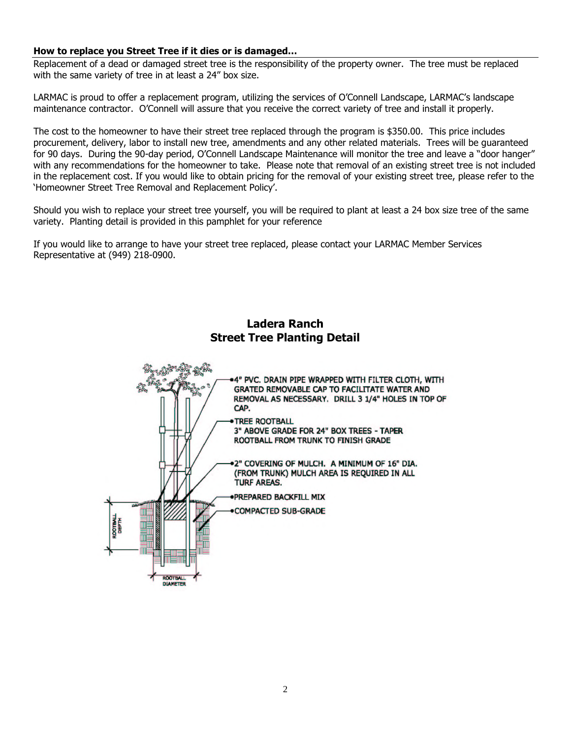**How to replace you Street Tree if it dies or is damaged…**

Replacement of a dead or damaged street tree is the responsibility of the property owner. The tree must be replaced with the same variety of tree in at least a 24" box size.

LARMAC is proud to offer a replacement program, utilizing the services of O'Connell Landscape, LARMAC's landscape maintenance contractor. O'Connell will assure that you receive the correct variety of tree and install it properly.

The cost to the homeowner to have their street tree replaced through the program is $350.00. This price includes procurement, delivery, labor to install new tree, amendments and any other related materials. Trees will be guaranteed for 90 days. During the 90-day period, O'Connell Landscape Maintenance will monitor the tree and leave a "door hanger" with any recommendations for the homeowner to take. Please note that removal of an existing street tree is not included in the replacement cost. If you would like to obtain pricing for the removal of your existing street tree, please refer to the 'Homeowner Street Tree Removal and Replacement Policy'.

Should you wish to replace your street tree yourself, you will be required to plant at least a 24 box size tree of the same variety. Planting detail is provided in this pamphlet for your reference

If you would like to arrange to have your street tree replaced, please contact your LARMAC Member Services Representative at (949) 218-0900.

## Ladera Ranch
## Street Tree Planting Detail

4" PVC. DRAIN PIPE WRAPPED WITH FILTER CLOTH, WITH GRATED REMOVABLE CAP TO FACILITATE WATER AND REMOVAL AS NECESSARY. DRILL 3 1/4" HOLES IN TOP OF CAP.

TREE ROOTBALL
3" ABOVE GRADE FOR 24" BOX TREES - TAPER ROOTBALL FROM TRUNK TO FINISH GRADE

2" COVERING OF MULCH. A MINIMUM OF 16" DIA. (FROM TRUNK) MULCH AREA IS REQUIRED IN ALL TURF AREAS.

PREPARED BACKFILL MIX

COMPACTED SUB-GRADE

ROOTBALL DEPTH

ROOTBALL DIAMETER